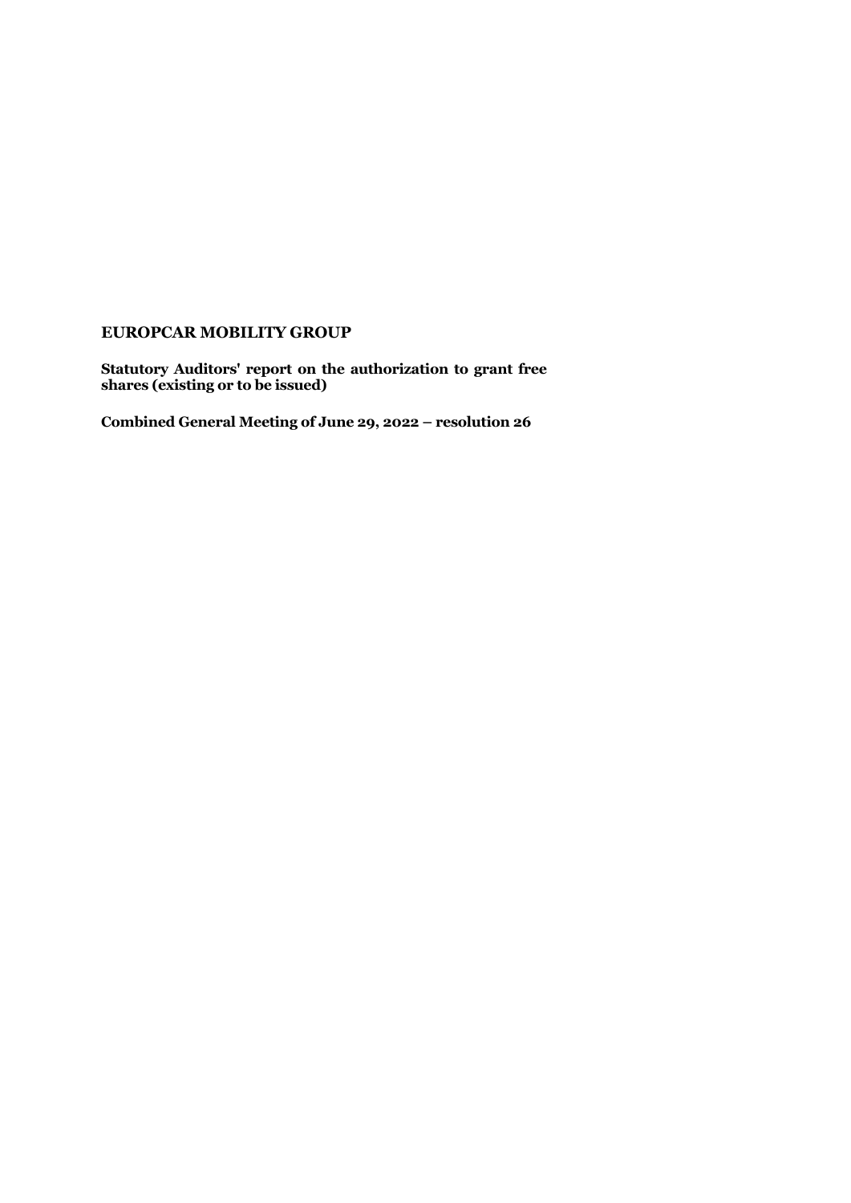# EUROPCAR MOBILITY GROUP

**Statutory Auditors' report on the authorization to grant free shares (existing or to be issued)**

**Combined General Meeting of June 29, 2022 – resolution 26**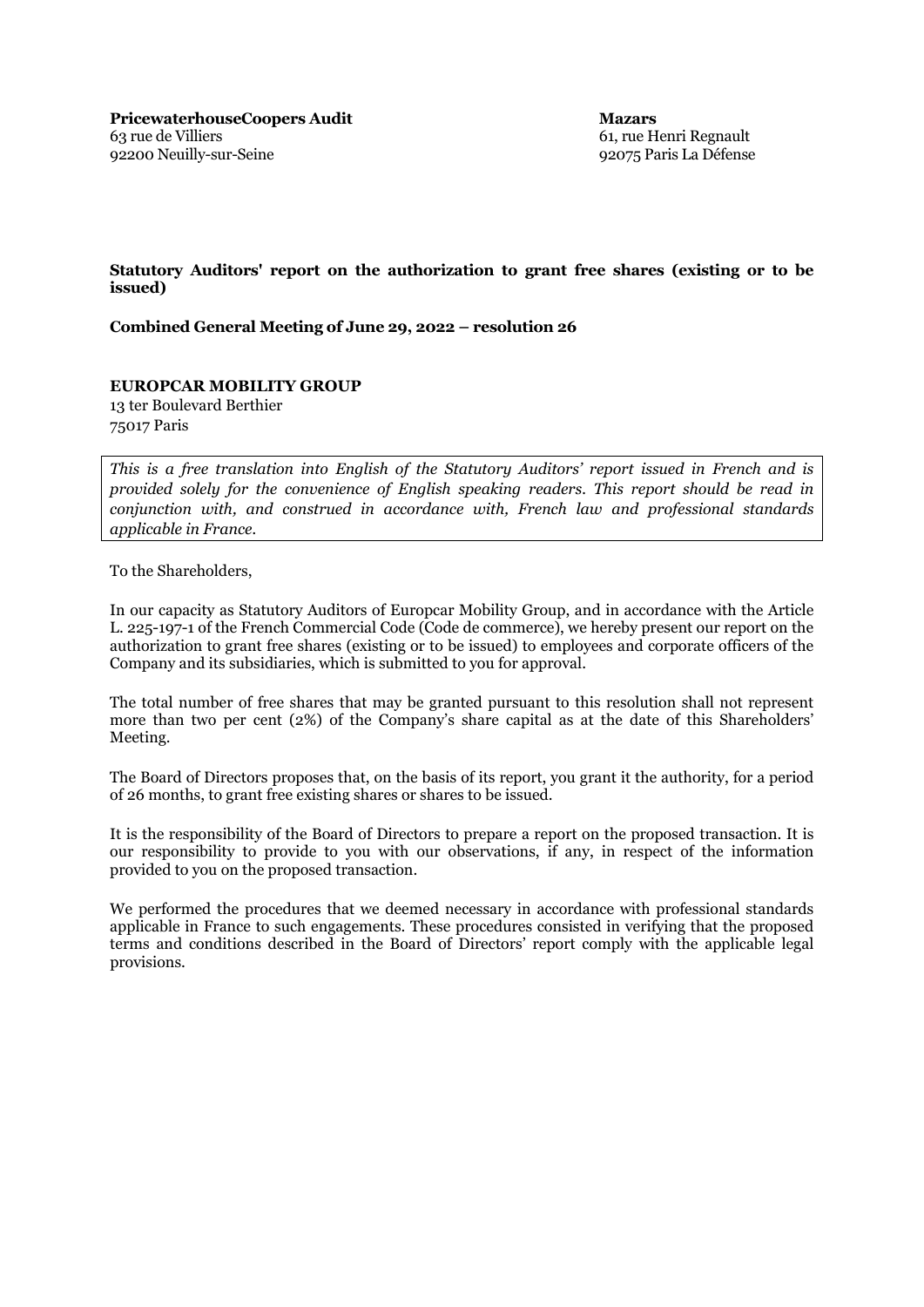**PricewaterhouseCoopers Audit**
63 rue de Villiers
92200 Neuilly-sur-Seine

**Mazars**
61, rue Henri Regnault
92075 Paris La Défense

**Statutory Auditors' report on the authorization to grant free shares (existing or to be issued)**

**Combined General Meeting of June 29, 2022 – resolution 26**

**EUROPCAR MOBILITY GROUP**
13 ter Boulevard Berthier
75017 Paris

*This is a free translation into English of the Statutory Auditors' report issued in French and is provided solely for the convenience of English speaking readers. This report should be read in conjunction with, and construed in accordance with, French law and professional standards applicable in France.*

To the Shareholders,

In our capacity as Statutory Auditors of Europcar Mobility Group, and in accordance with the Article L. 225-197-1 of the French Commercial Code (Code de commerce), we hereby present our report on the authorization to grant free shares (existing or to be issued) to employees and corporate officers of the Company and its subsidiaries, which is submitted to you for approval.

The total number of free shares that may be granted pursuant to this resolution shall not represent more than two per cent (2%) of the Company's share capital as at the date of this Shareholders' Meeting.

The Board of Directors proposes that, on the basis of its report, you grant it the authority, for a period of 26 months, to grant free existing shares or shares to be issued.

It is the responsibility of the Board of Directors to prepare a report on the proposed transaction. It is our responsibility to provide to you with our observations, if any, in respect of the information provided to you on the proposed transaction.

We performed the procedures that we deemed necessary in accordance with professional standards applicable in France to such engagements. These procedures consisted in verifying that the proposed terms and conditions described in the Board of Directors' report comply with the applicable legal provisions.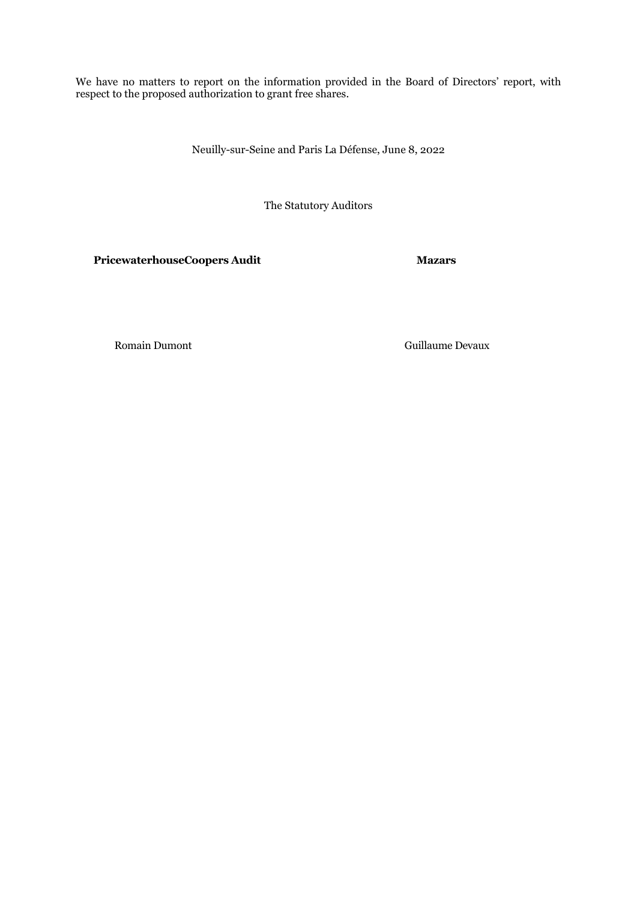We have no matters to report on the information provided in the Board of Directors' report, with respect to the proposed authorization to grant free shares.

Neuilly-sur-Seine and Paris La Défense, June 8, 2022

The Statutory Auditors

| | |
|---|---|
| **PricewaterhouseCoopers Audit** | **Mazars** |
| Romain Dumont | Guillaume Devaux |